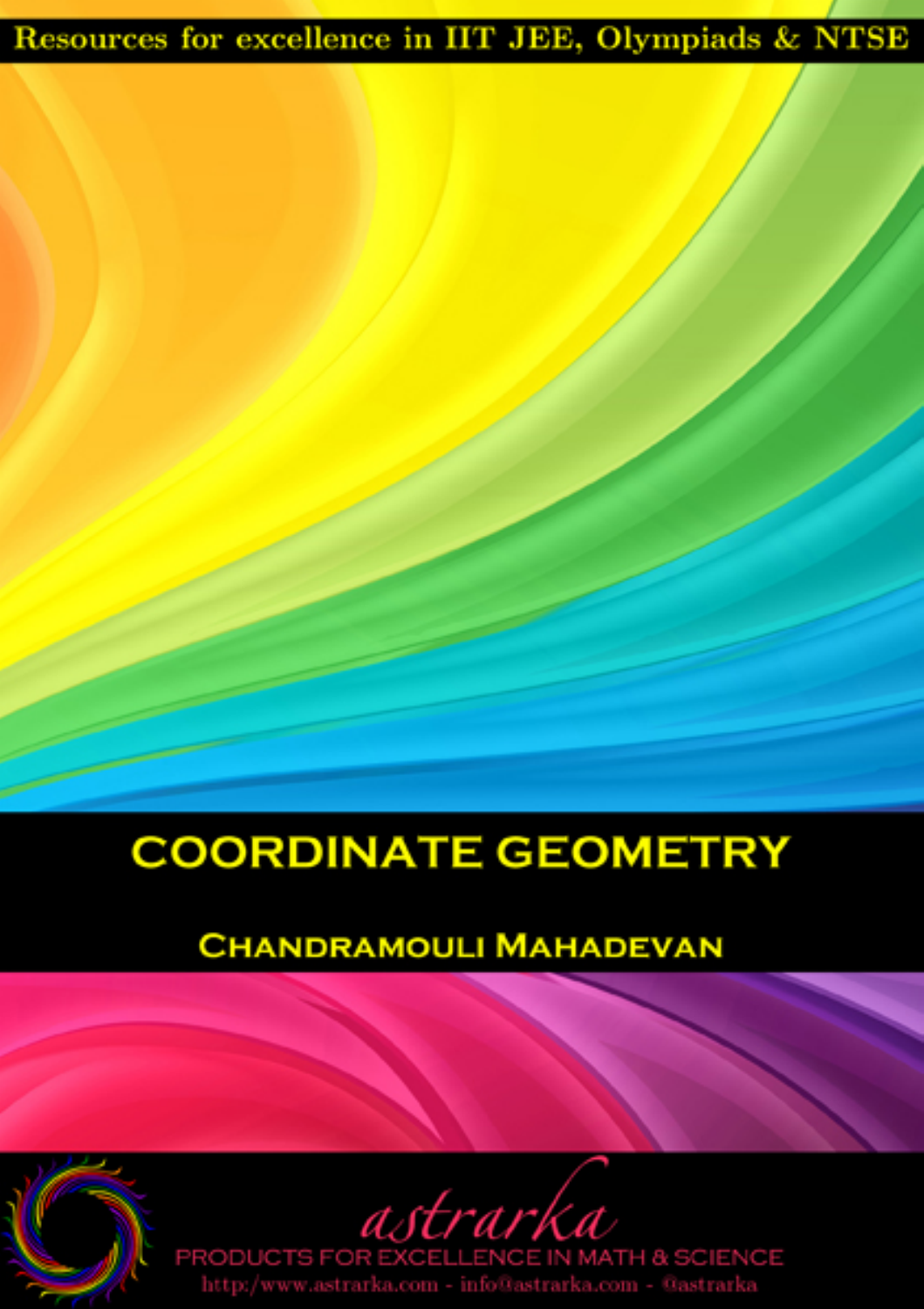Resources for excellence in IIT JEE, Olympiads & NTSE

# COORDINATE GEOMETRY

## CHANDRAMOULI MAHADEVAN

astrarka

PRODUCTS FOR EXCELLENCE IN MATH & SCIENCE

http:/www.astrarka.com - info@astrarka.com - @astrarka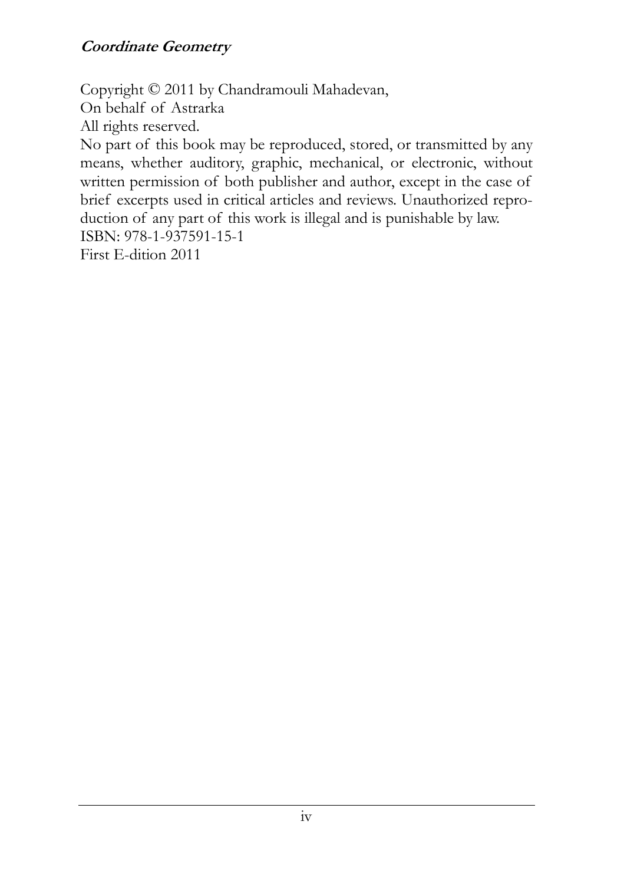Copyright © 2011 by Chandramouli Mahadevan,
On behalf of Astrarka
All rights reserved.
No part of this book may be reproduced, stored, or transmitted by any means, whether auditory, graphic, mechanical, or electronic, without written permission of both publisher and author, except in the case of brief excerpts used in critical articles and reviews. Unauthorized reproduction of any part of this work is illegal and is punishable by law.
ISBN: 978-1-937591-15-1
First E-dition 2011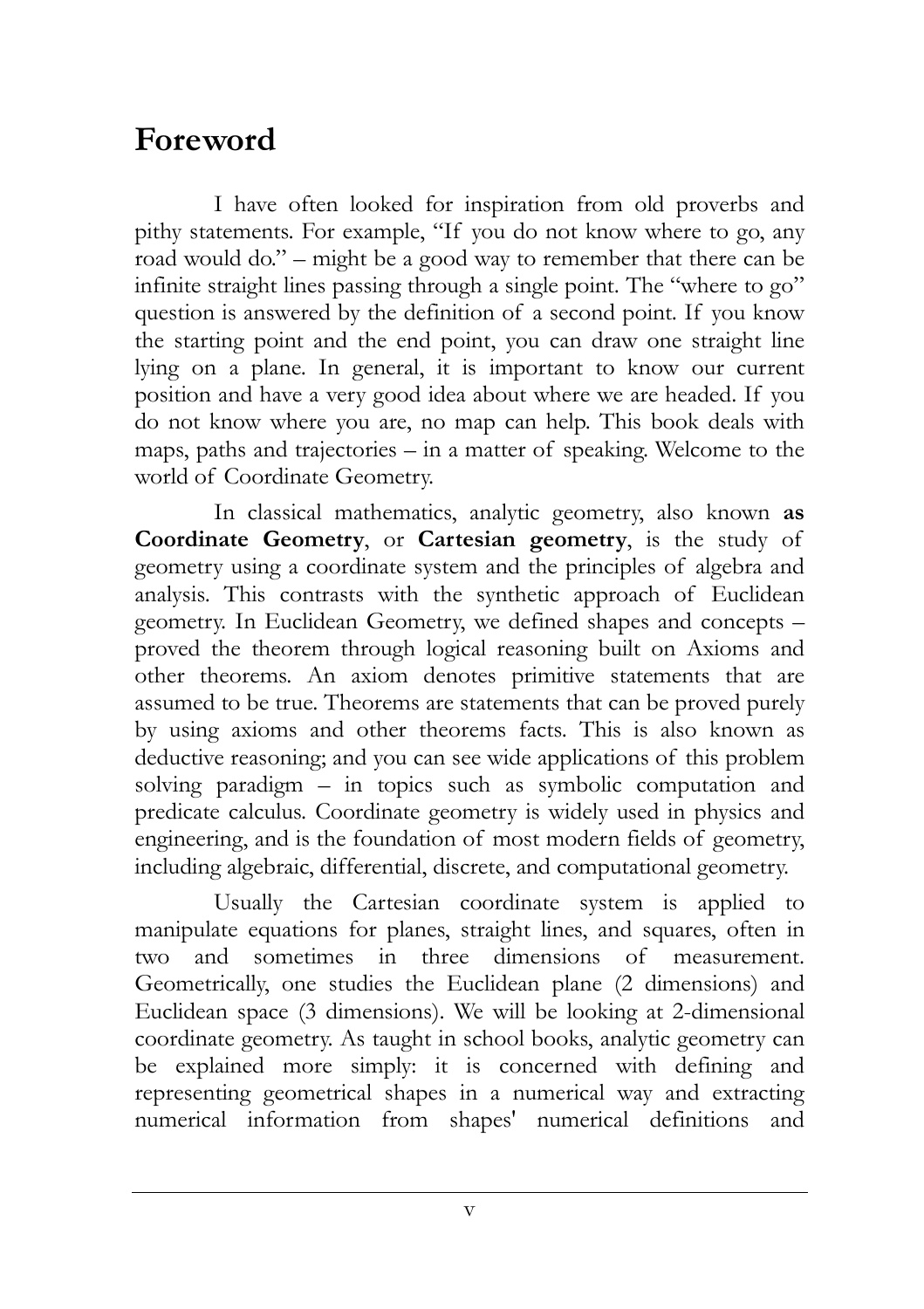# Foreword

I have often looked for inspiration from old proverbs and pithy statements. For example, "If you do not know where to go, any road would do." – might be a good way to remember that there can be infinite straight lines passing through a single point. The "where to go" question is answered by the definition of a second point. If you know the starting point and the end point, you can draw one straight line lying on a plane. In general, it is important to know our current position and have a very good idea about where we are headed. If you do not know where you are, no map can help. This book deals with maps, paths and trajectories – in a matter of speaking. Welcome to the world of Coordinate Geometry.

In classical mathematics, analytic geometry, also known **as Coordinate Geometry**, or **Cartesian geometry**, is the study of geometry using a coordinate system and the principles of algebra and analysis. This contrasts with the synthetic approach of Euclidean geometry. In Euclidean Geometry, we defined shapes and concepts – proved the theorem through logical reasoning built on Axioms and other theorems. An axiom denotes primitive statements that are assumed to be true. Theorems are statements that can be proved purely by using axioms and other theorems facts. This is also known as deductive reasoning; and you can see wide applications of this problem solving paradigm – in topics such as symbolic computation and predicate calculus. Coordinate geometry is widely used in physics and engineering, and is the foundation of most modern fields of geometry, including algebraic, differential, discrete, and computational geometry.

Usually the Cartesian coordinate system is applied to manipulate equations for planes, straight lines, and squares, often in two and sometimes in three dimensions of measurement. Geometrically, one studies the Euclidean plane (2 dimensions) and Euclidean space (3 dimensions). We will be looking at 2-dimensional coordinate geometry. As taught in school books, analytic geometry can be explained more simply: it is concerned with defining and representing geometrical shapes in a numerical way and extracting numerical information from shapes' numerical definitions and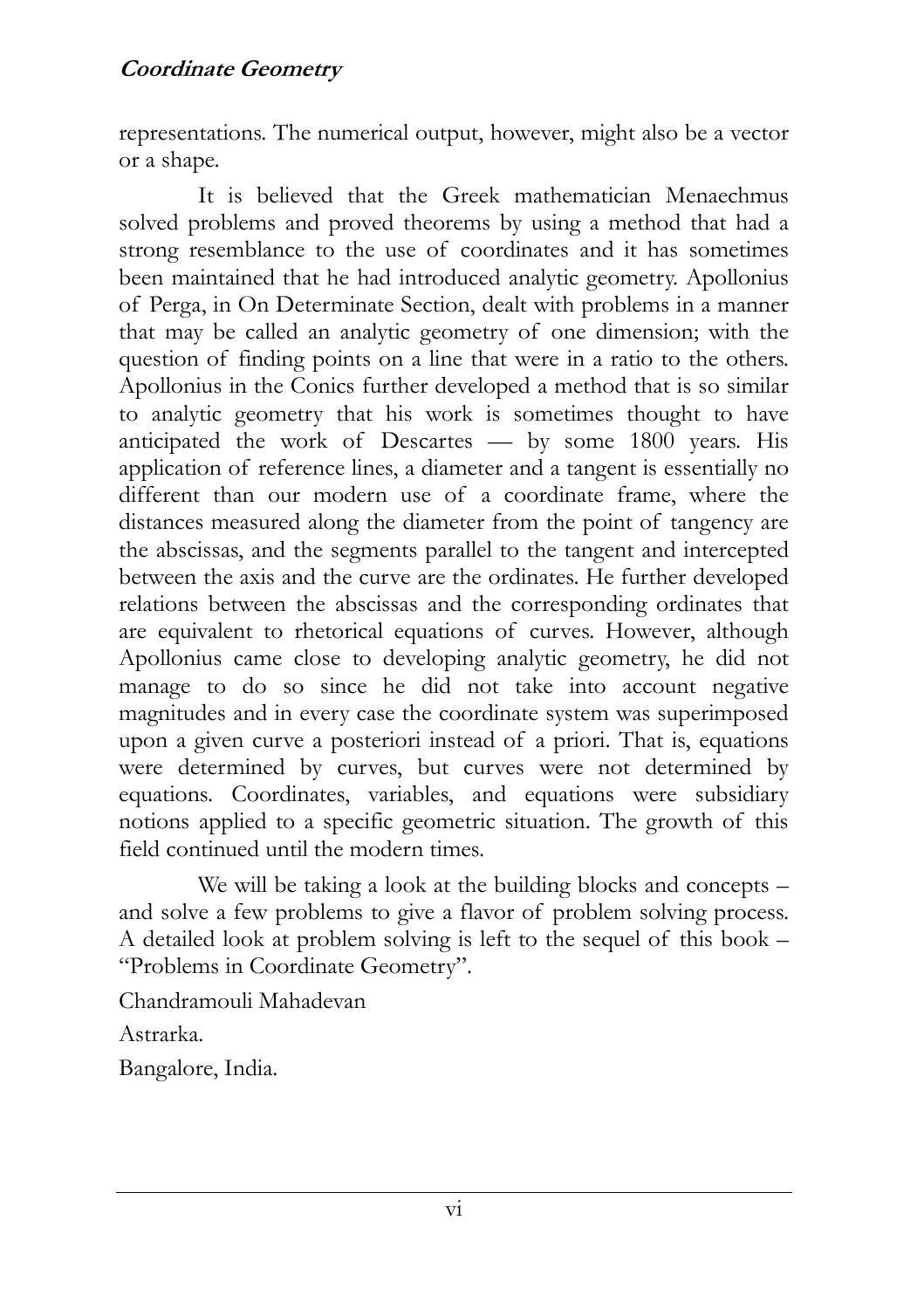representations. The numerical output, however, might also be a vector or a shape.

It is believed that the Greek mathematician Menaechmus solved problems and proved theorems by using a method that had a strong resemblance to the use of coordinates and it has sometimes been maintained that he had introduced analytic geometry. Apollonius of Perga, in On Determinate Section, dealt with problems in a manner that may be called an analytic geometry of one dimension; with the question of finding points on a line that were in a ratio to the others. Apollonius in the Conics further developed a method that is so similar to analytic geometry that his work is sometimes thought to have anticipated the work of Descartes — by some 1800 years. His application of reference lines, a diameter and a tangent is essentially no different than our modern use of a coordinate frame, where the distances measured along the diameter from the point of tangency are the abscissas, and the segments parallel to the tangent and intercepted between the axis and the curve are the ordinates. He further developed relations between the abscissas and the corresponding ordinates that are equivalent to rhetorical equations of curves. However, although Apollonius came close to developing analytic geometry, he did not manage to do so since he did not take into account negative magnitudes and in every case the coordinate system was superimposed upon a given curve a posteriori instead of a priori. That is, equations were determined by curves, but curves were not determined by equations. Coordinates, variables, and equations were subsidiary notions applied to a specific geometric situation. The growth of this field continued until the modern times.

We will be taking a look at the building blocks and concepts – and solve a few problems to give a flavor of problem solving process. A detailed look at problem solving is left to the sequel of this book – "Problems in Coordinate Geometry".

Chandramouli Mahadevan

Astrarka.

Bangalore, India.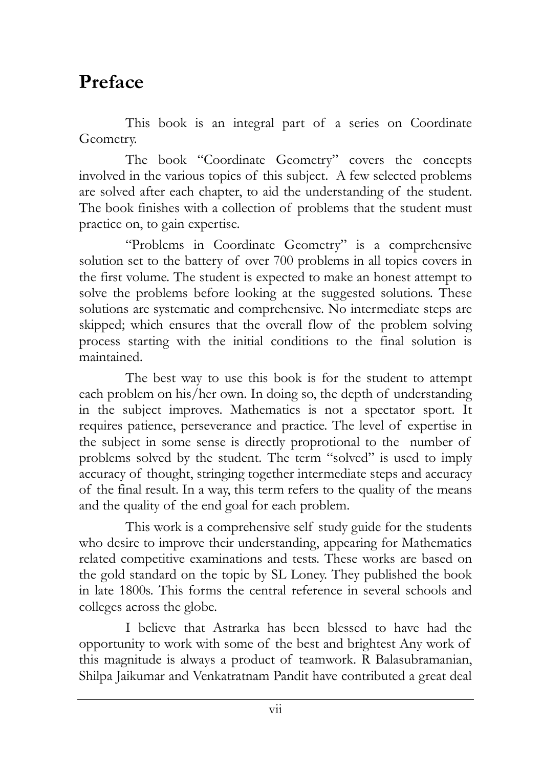# Preface

This book is an integral part of a series on Coordinate Geometry.

The book "Coordinate Geometry" covers the concepts involved in the various topics of this subject. A few selected problems are solved after each chapter, to aid the understanding of the student. The book finishes with a collection of problems that the student must practice on, to gain expertise.

"Problems in Coordinate Geometry" is a comprehensive solution set to the battery of over 700 problems in all topics covers in the first volume. The student is expected to make an honest attempt to solve the problems before looking at the suggested solutions. These solutions are systematic and comprehensive. No intermediate steps are skipped; which ensures that the overall flow of the problem solving process starting with the initial conditions to the final solution is maintained.

The best way to use this book is for the student to attempt each problem on his/her own. In doing so, the depth of understanding in the subject improves. Mathematics is not a spectator sport. It requires patience, perseverance and practice. The level of expertise in the subject in some sense is directly proprotional to the number of problems solved by the student. The term "solved" is used to imply accuracy of thought, stringing together intermediate steps and accuracy of the final result. In a way, this term refers to the quality of the means and the quality of the end goal for each problem.

This work is a comprehensive self study guide for the students who desire to improve their understanding, appearing for Mathematics related competitive examinations and tests. These works are based on the gold standard on the topic by SL Loney. They published the book in late 1800s. This forms the central reference in several schools and colleges across the globe.

I believe that Astrarka has been blessed to have had the opportunity to work with some of the best and brightest Any work of this magnitude is always a product of teamwork. R Balasubramanian, Shilpa Jaikumar and Venkatratnam Pandit have contributed a great deal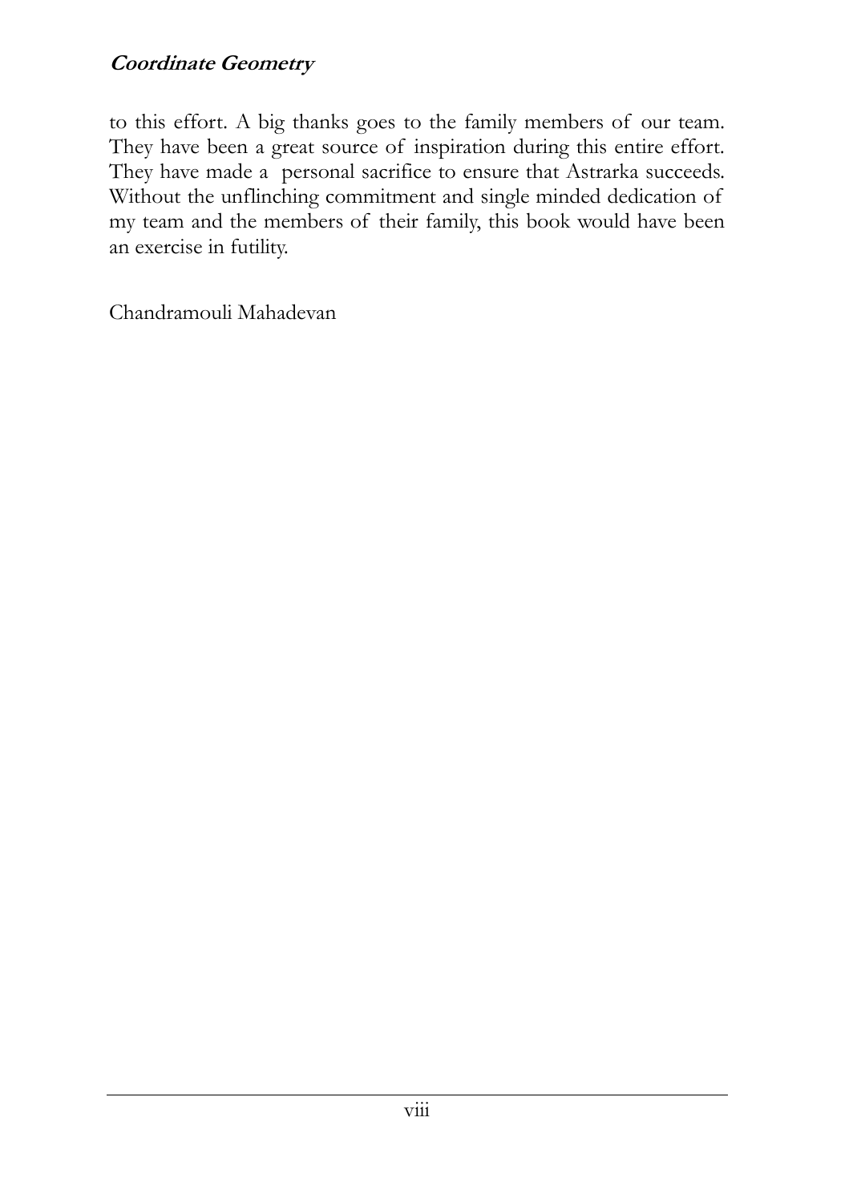to this effort. A big thanks goes to the family members of our team. They have been a great source of inspiration during this entire effort. They have made a personal sacrifice to ensure that Astrarka succeeds. Without the unflinching commitment and single minded dedication of my team and the members of their family, this book would have been an exercise in futility.

Chandramouli Mahadevan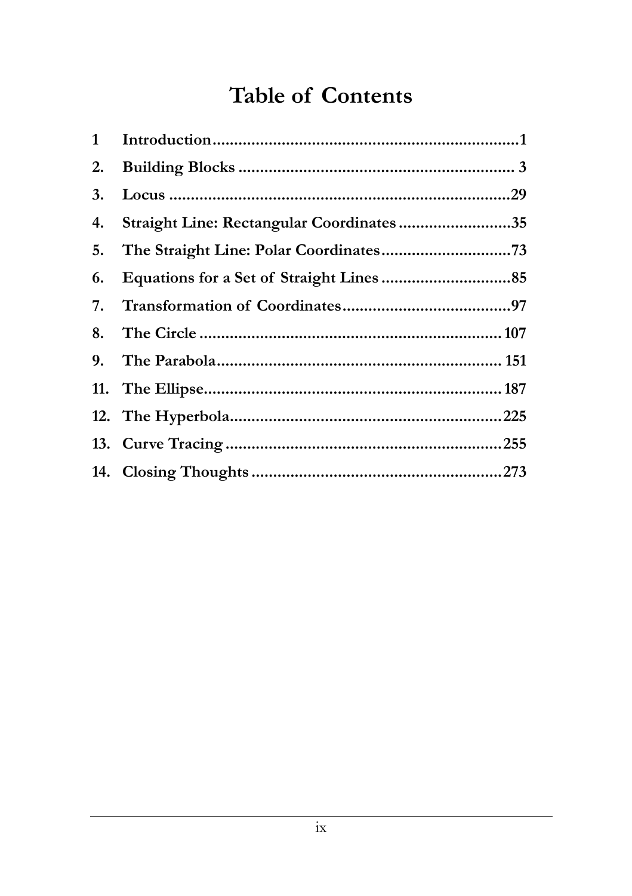# Table of Contents

| | | |
|---|---|---|
| **1** | **Introduction** | **1** |
| **2.** | **Building Blocks** | **3** |
| **3.** | **Locus** | **29** |
| **4.** | **Straight Line: Rectangular Coordinates** | **35** |
| **5.** | **The Straight Line: Polar Coordinates** | **73** |
| **6.** | **Equations for a Set of Straight Lines** | **85** |
| **7.** | **Transformation of Coordinates** | **97** |
| **8.** | **The Circle** | **107** |
| **9.** | **The Parabola** | **151** |
| **11.** | **The Ellipse** | **187** |
| **12.** | **The Hyperbola** | **225** |
| **13.** | **Curve Tracing** | **255** |
| **14.** | **Closing Thoughts** | **273** |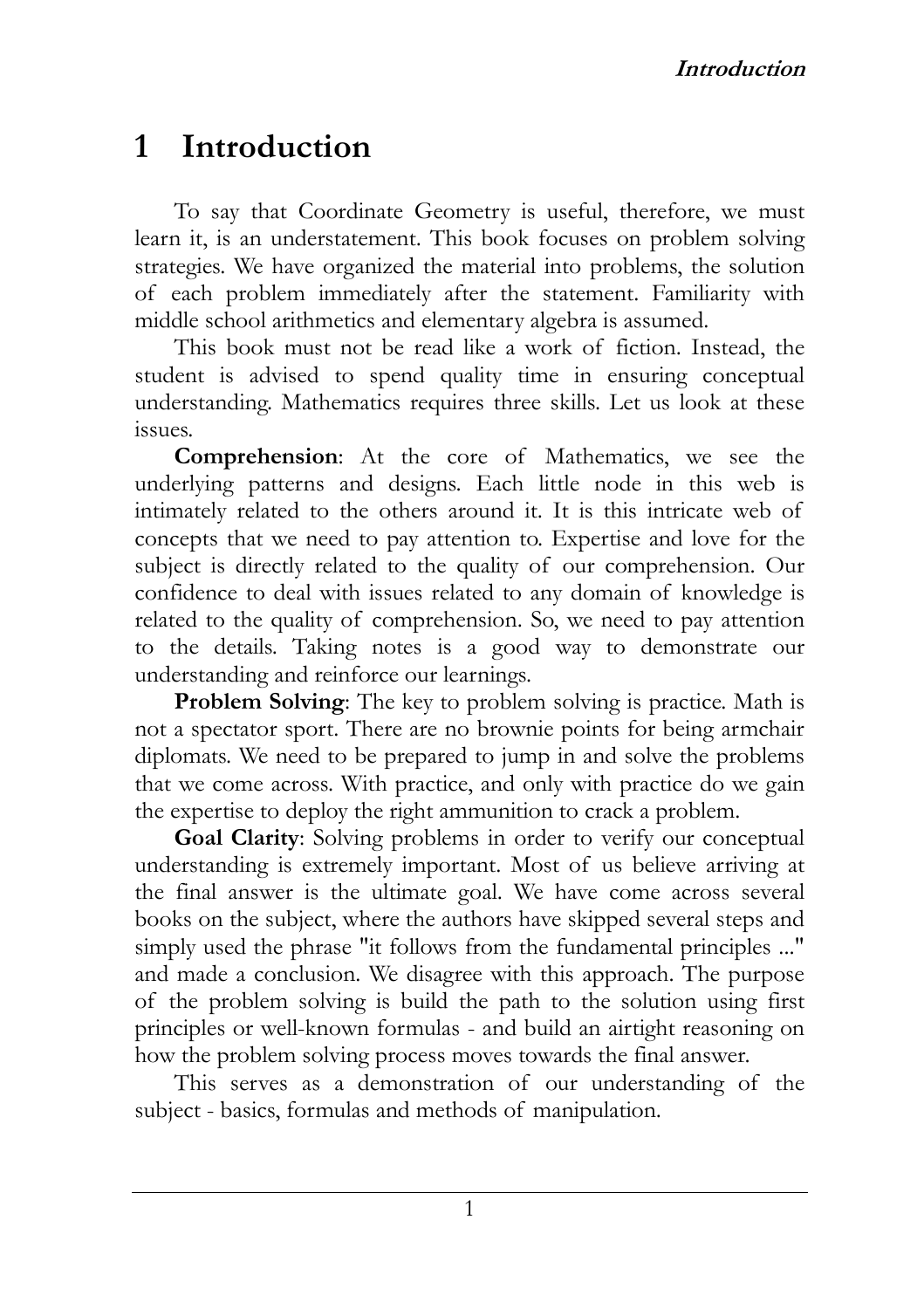# 1 Introduction

To say that Coordinate Geometry is useful, therefore, we must learn it, is an understatement. This book focuses on problem solving strategies. We have organized the material into problems, the solution of each problem immediately after the statement. Familiarity with middle school arithmetics and elementary algebra is assumed.

This book must not be read like a work of fiction. Instead, the student is advised to spend quality time in ensuring conceptual understanding. Mathematics requires three skills. Let us look at these issues.

**Comprehension**: At the core of Mathematics, we see the underlying patterns and designs. Each little node in this web is intimately related to the others around it. It is this intricate web of concepts that we need to pay attention to. Expertise and love for the subject is directly related to the quality of our comprehension. Our confidence to deal with issues related to any domain of knowledge is related to the quality of comprehension. So, we need to pay attention to the details. Taking notes is a good way to demonstrate our understanding and reinforce our learnings.

**Problem Solving**: The key to problem solving is practice. Math is not a spectator sport. There are no brownie points for being armchair diplomats. We need to be prepared to jump in and solve the problems that we come across. With practice, and only with practice do we gain the expertise to deploy the right ammunition to crack a problem.

**Goal Clarity**: Solving problems in order to verify our conceptual understanding is extremely important. Most of us believe arriving at the final answer is the ultimate goal. We have come across several books on the subject, where the authors have skipped several steps and simply used the phrase "it follows from the fundamental principles ..." and made a conclusion. We disagree with this approach. The purpose of the problem solving is build the path to the solution using first principles or well-known formulas - and build an airtight reasoning on how the problem solving process moves towards the final answer.

This serves as a demonstration of our understanding of the subject - basics, formulas and methods of manipulation.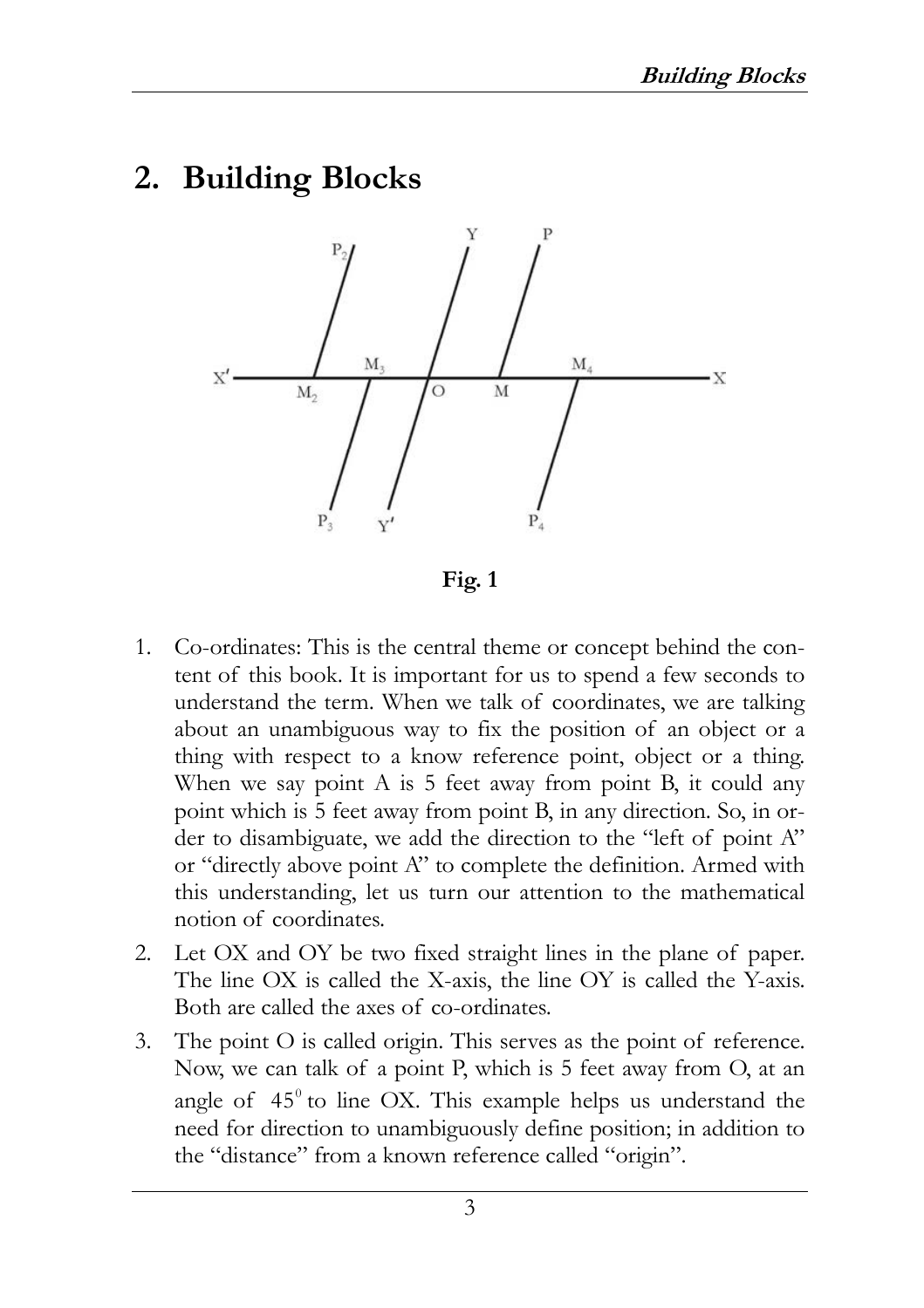# 2. Building Blocks

Fig. 1

1. Co-ordinates: This is the central theme or concept behind the content of this book. It is important for us to spend a few seconds to understand the term. When we talk of coordinates, we are talking about an unambiguous way to fix the position of an object or a thing with respect to a know reference point, object or a thing. When we say point A is 5 feet away from point B, it could any point which is 5 feet away from point B, in any direction. So, in order to disambiguate, we add the direction to the "left of point A" or "directly above point A" to complete the definition. Armed with this understanding, let us turn our attention to the mathematical notion of coordinates.
2. Let OX and OY be two fixed straight lines in the plane of paper. The line OX is called the X-axis, the line OY is called the Y-axis. Both are called the axes of co-ordinates.
3. The point O is called origin. This serves as the point of reference. Now, we can talk of a point P, which is 5 feet away from O, at an angle of $45^0$ to line OX. This example helps us understand the need for direction to unambiguously define position; in addition to the "distance" from a known reference called "origin".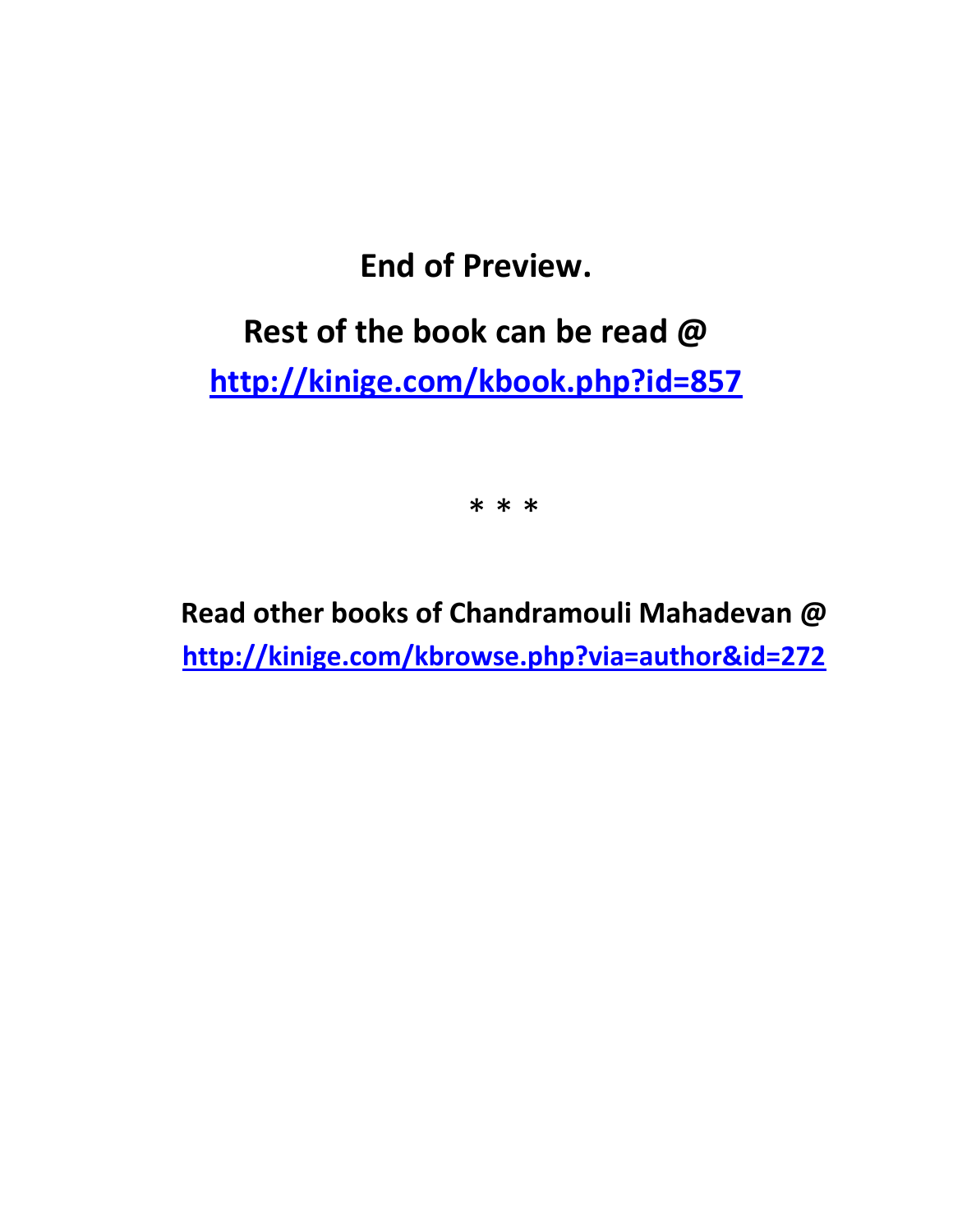**End of Preview.**

**Rest of the book can be read @ [http://kinige.com/kbook.php?id=857](http://kinige.com/kbook.php?id=857)**

* * *

**Read other books of Chandramouli Mahadevan @ [http://kinige.com/kbrowse.php?via=author&id=272](http://kinige.com/kbrowse.php?via=author&id=272)**